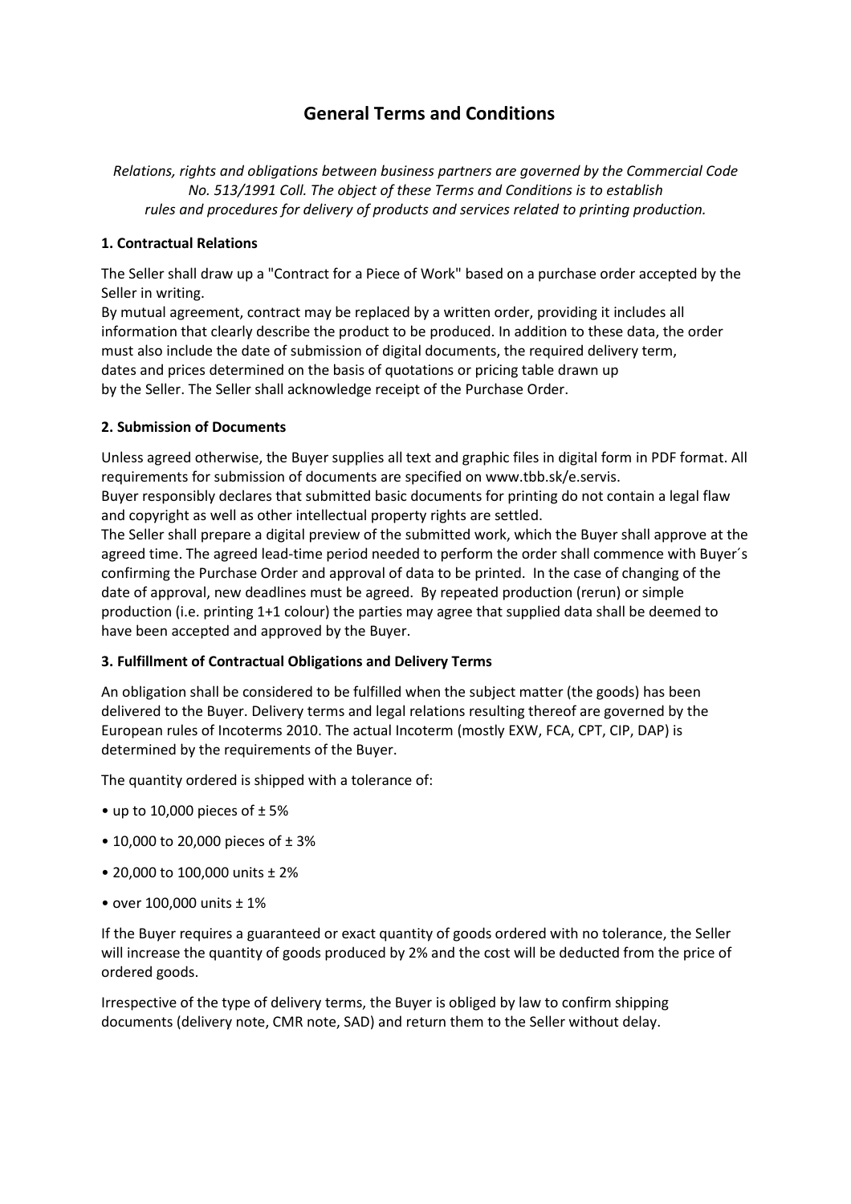# General Terms and Conditions

*Relations, rights and obligations between business partners are governed by the Commercial Code No. 513/1991 Coll. The object of these Terms and Conditions is to establish rules and procedures for delivery of products and services related to printing production.*

### 1. Contractual Relations

The Seller shall draw up a "Contract for a Piece of Work" based on a purchase order accepted by the Seller in writing.
By mutual agreement, contract may be replaced by a written order, providing it includes all information that clearly describe the product to be produced. In addition to these data, the order must also include the date of submission of digital documents, the required delivery term, dates and prices determined on the basis of quotations or pricing table drawn up by the Seller. The Seller shall acknowledge receipt of the Purchase Order.

### 2. Submission of Documents

Unless agreed otherwise, the Buyer supplies all text and graphic files in digital form in PDF format. All requirements for submission of documents are specified on www.tbb.sk/e.servis.
Buyer responsibly declares that submitted basic documents for printing do not contain a legal flaw and copyright as well as other intellectual property rights are settled.
The Seller shall prepare a digital preview of the submitted work, which the Buyer shall approve at the agreed time. The agreed lead-time period needed to perform the order shall commence with Buyer´s confirming the Purchase Order and approval of data to be printed. In the case of changing of the date of approval, new deadlines must be agreed. By repeated production (rerun) or simple production (i.e. printing 1+1 colour) the parties may agree that supplied data shall be deemed to have been accepted and approved by the Buyer.

### 3. Fulfillment of Contractual Obligations and Delivery Terms

An obligation shall be considered to be fulfilled when the subject matter (the goods) has been delivered to the Buyer. Delivery terms and legal relations resulting thereof are governed by the European rules of Incoterms 2010. The actual Incoterm (mostly EXW, FCA, CPT, CIP, DAP) is determined by the requirements of the Buyer.

The quantity ordered is shipped with a tolerance of:

- up to 10,000 pieces of ± 5%
- 10,000 to 20,000 pieces of ± 3%
- 20,000 to 100,000 units ± 2%
- over 100,000 units ± 1%

If the Buyer requires a guaranteed or exact quantity of goods ordered with no tolerance, the Seller will increase the quantity of goods produced by 2% and the cost will be deducted from the price of ordered goods.

Irrespective of the type of delivery terms, the Buyer is obliged by law to confirm shipping documents (delivery note, CMR note, SAD) and return them to the Seller without delay.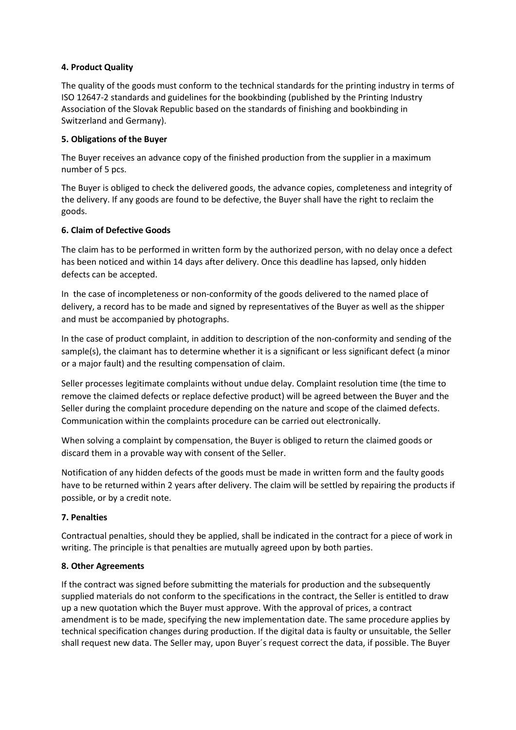**4. Product Quality**

The quality of the goods must conform to the technical standards for the printing industry in terms of ISO 12647-2 standards and guidelines for the bookbinding (published by the Printing Industry Association of the Slovak Republic based on the standards of finishing and bookbinding in Switzerland and Germany).

**5. Obligations of the Buyer**

The Buyer receives an advance copy of the finished production from the supplier in a maximum number of 5 pcs.

The Buyer is obliged to check the delivered goods, the advance copies, completeness and integrity of the delivery. If any goods are found to be defective, the Buyer shall have the right to reclaim the goods.

**6. Claim of Defective Goods**

The claim has to be performed in written form by the authorized person, with no delay once a defect has been noticed and within 14 days after delivery. Once this deadline has lapsed, only hidden defects can be accepted.

In the case of incompleteness or non-conformity of the goods delivered to the named place of delivery, a record has to be made and signed by representatives of the Buyer as well as the shipper and must be accompanied by photographs.

In the case of product complaint, in addition to description of the non-conformity and sending of the sample(s), the claimant has to determine whether it is a significant or less significant defect (a minor or a major fault) and the resulting compensation of claim.

Seller processes legitimate complaints without undue delay. Complaint resolution time (the time to remove the claimed defects or replace defective product) will be agreed between the Buyer and the Seller during the complaint procedure depending on the nature and scope of the claimed defects. Communication within the complaints procedure can be carried out electronically.

When solving a complaint by compensation, the Buyer is obliged to return the claimed goods or discard them in a provable way with consent of the Seller.

Notification of any hidden defects of the goods must be made in written form and the faulty goods have to be returned within 2 years after delivery. The claim will be settled by repairing the products if possible, or by a credit note.

**7. Penalties**

Contractual penalties, should they be applied, shall be indicated in the contract for a piece of work in writing. The principle is that penalties are mutually agreed upon by both parties.

**8. Other Agreements**

If the contract was signed before submitting the materials for production and the subsequently supplied materials do not conform to the specifications in the contract, the Seller is entitled to draw up a new quotation which the Buyer must approve. With the approval of prices, a contract amendment is to be made, specifying the new implementation date. The same procedure applies by technical specification changes during production. If the digital data is faulty or unsuitable, the Seller shall request new data. The Seller may, upon Buyer´s request correct the data, if possible. The Buyer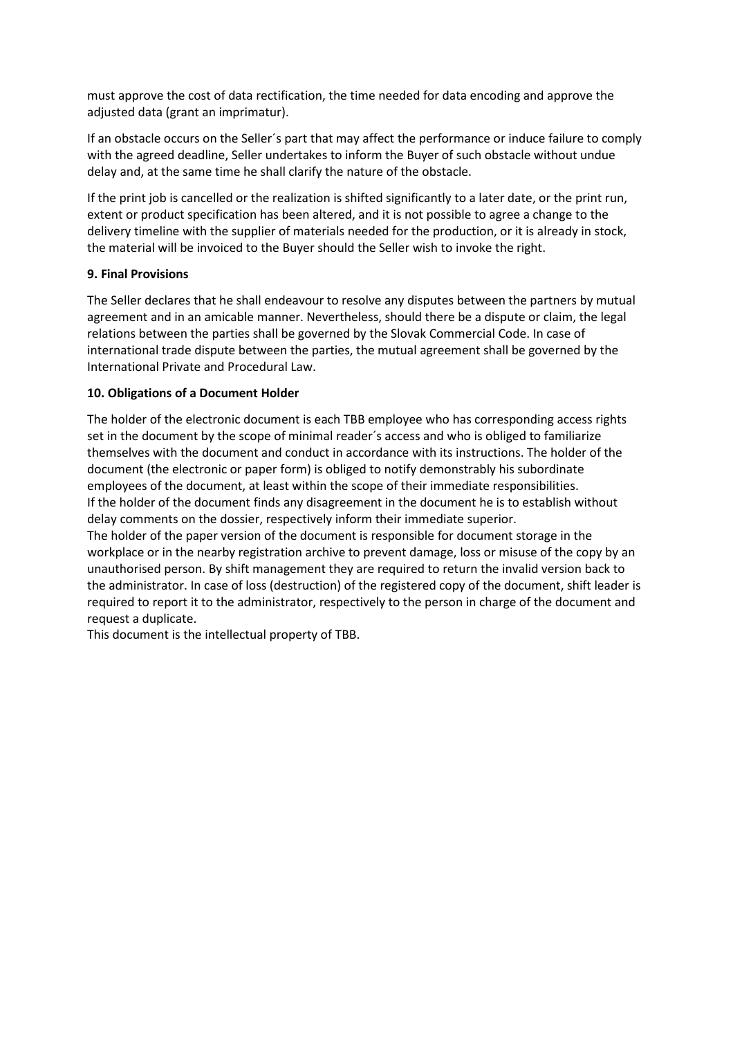must approve the cost of data rectification, the time needed for data encoding and approve the adjusted data (grant an imprimatur).

If an obstacle occurs on the Seller´s part that may affect the performance or induce failure to comply with the agreed deadline, Seller undertakes to inform the Buyer of such obstacle without undue delay and, at the same time he shall clarify the nature of the obstacle.

If the print job is cancelled or the realization is shifted significantly to a later date, or the print run, extent or product specification has been altered, and it is not possible to agree a change to the delivery timeline with the supplier of materials needed for the production, or it is already in stock, the material will be invoiced to the Buyer should the Seller wish to invoke the right.

**9. Final Provisions**

The Seller declares that he shall endeavour to resolve any disputes between the partners by mutual agreement and in an amicable manner. Nevertheless, should there be a dispute or claim, the legal relations between the parties shall be governed by the Slovak Commercial Code. In case of international trade dispute between the parties, the mutual agreement shall be governed by the International Private and Procedural Law.

**10. Obligations of a Document Holder**

The holder of the electronic document is each TBB employee who has corresponding access rights set in the document by the scope of minimal reader´s access and who is obliged to familiarize themselves with the document and conduct in accordance with its instructions. The holder of the document (the electronic or paper form) is obliged to notify demonstrably his subordinate employees of the document, at least within the scope of their immediate responsibilities.
If the holder of the document finds any disagreement in the document he is to establish without delay comments on the dossier, respectively inform their immediate superior.
The holder of the paper version of the document is responsible for document storage in the workplace or in the nearby registration archive to prevent damage, loss or misuse of the copy by an unauthorised person. By shift management they are required to return the invalid version back to the administrator. In case of loss (destruction) of the registered copy of the document, shift leader is required to report it to the administrator, respectively to the person in charge of the document and request a duplicate.
This document is the intellectual property of TBB.